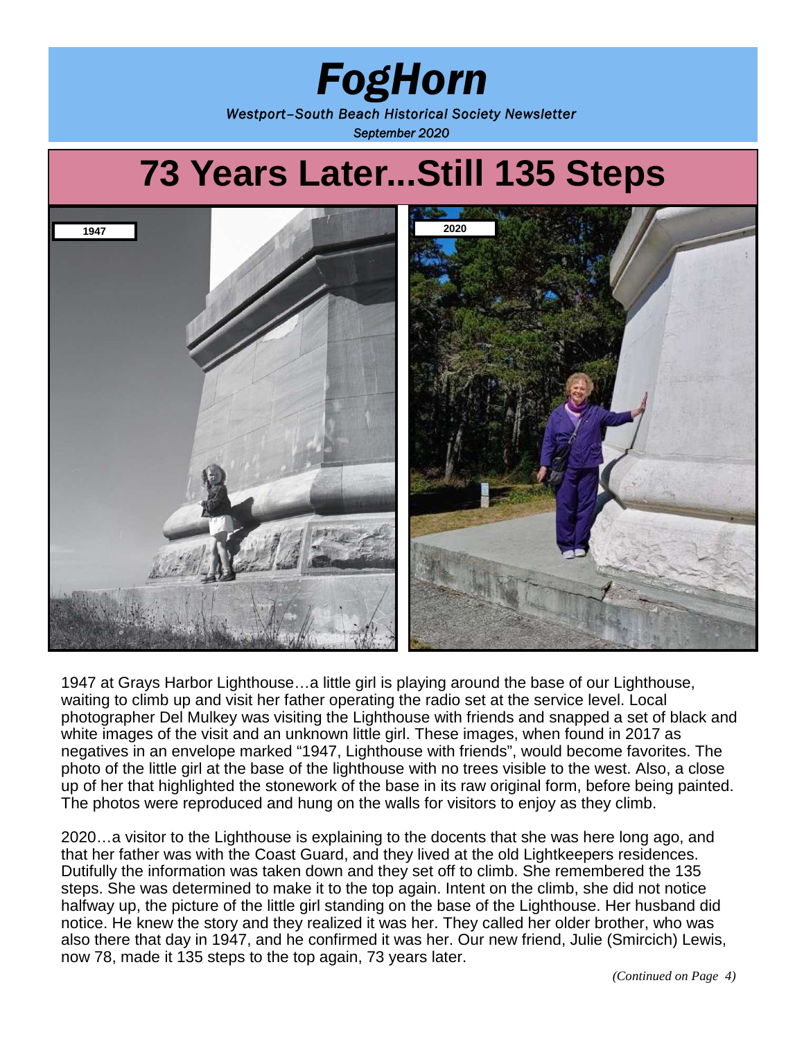# *FogHorn*

*Westport–South Beach Historical Society Newsletter*

*September 2020*

# 73 Years Later...Still 135 Steps

1947

2020

1947 at Grays Harbor Lighthouse…a little girl is playing around the base of our Lighthouse, waiting to climb up and visit her father operating the radio set at the service level. Local photographer Del Mulkey was visiting the Lighthouse with friends and snapped a set of black and white images of the visit and an unknown little girl. These images, when found in 2017 as negatives in an envelope marked "1947, Lighthouse with friends", would become favorites. The photo of the little girl at the base of the lighthouse with no trees visible to the west. Also, a close up of her that highlighted the stonework of the base in its raw original form, before being painted. The photos were reproduced and hung on the walls for visitors to enjoy as they climb.

2020…a visitor to the Lighthouse is explaining to the docents that she was here long ago, and that her father was with the Coast Guard, and they lived at the old Lightkeepers residences. Dutifully the information was taken down and they set off to climb. She remembered the 135 steps. She was determined to make it to the top again. Intent on the climb, she did not notice halfway up, the picture of the little girl standing on the base of the Lighthouse. Her husband did notice. He knew the story and they realized it was her. They called her older brother, who was also there that day in 1947, and he confirmed it was her. Our new friend, Julie (Smircich) Lewis, now 78, made it 135 steps to the top again, 73 years later.

*(Continued on Page 4)*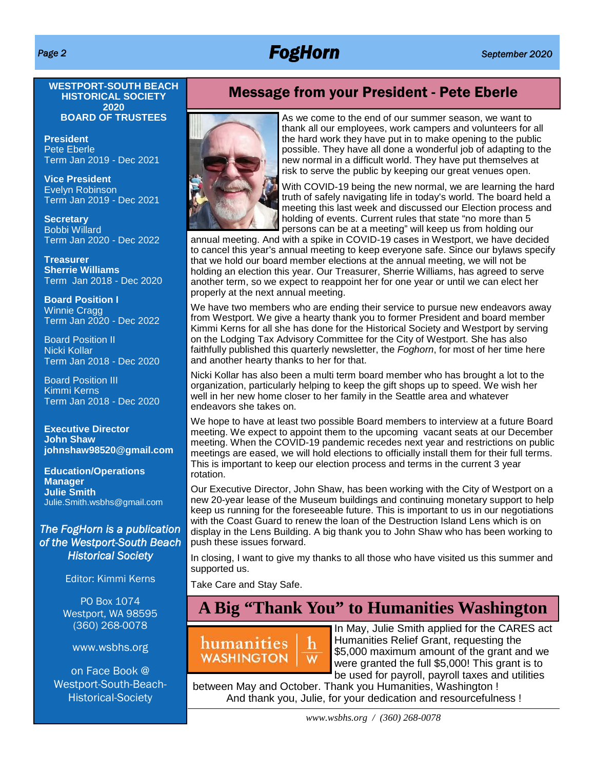**WESTPORT-SOUTH BEACH HISTORICAL SOCIETY 2020 BOARD OF TRUSTEES**

**President**
Pete Eberle
Term Jan 2019 - Dec 2021

**Vice President**
Evelyn Robinson
Term Jan 2019 - Dec 2021

**Secretary**
Bobbi Willard
Term Jan 2020 - Dec 2022

**Treasurer**
**Sherrie Williams**
Term Jan 2018 - Dec 2020

**Board Position I**
Winnie Cragg
Term Jan 2020 - Dec 2022

Board Position II
Nicki Kollar
Term Jan 2018 - Dec 2020

Board Position III
Kimmi Kerns
Term Jan 2018 - Dec 2020

**Executive Director**
**John Shaw**
**johnshaw98520@gmail.com**

**Education/Operations Manager**
**Julie Smith**
Julie.Smith.wsbhs@gmail.com

*The FogHorn is a publication of the Westport-South Beach Historical Society*

Editor: Kimmi Kerns

PO Box 1074
Westport, WA 98595
(360) 268-0078

www.wsbhs.org

on Face Book @ Westport-South-Beach-Historical-Society

## Message from your President - Pete Eberle

As we come to the end of our summer season, we want to thank all our employees, work campers and volunteers for all the hard work they have put in to make opening to the public possible. They have all done a wonderful job of adapting to the new normal in a difficult world. They have put themselves at risk to serve the public by keeping our great venues open.

With COVID-19 being the new normal, we are learning the hard truth of safely navigating life in today's world. The board held a meeting this last week and discussed our Election process and holding of events. Current rules that state "no more than 5 persons can be at a meeting" will keep us from holding our annual meeting. And with a spike in COVID-19 cases in Westport, we have decided to cancel this year's annual meeting to keep everyone safe. Since our bylaws specify that we hold our board member elections at the annual meeting, we will not be holding an election this year. Our Treasurer, Sherrie Williams, has agreed to serve another term, so we expect to reappoint her for one year or until we can elect her properly at the next annual meeting.

We have two members who are ending their service to pursue new endeavors away from Westport. We give a hearty thank you to former President and board member Kimmi Kerns for all she has done for the Historical Society and Westport by serving on the Lodging Tax Advisory Committee for the City of Westport. She has also faithfully published this quarterly newsletter, the *Foghorn*, for most of her time here and another hearty thanks to her for that.

Nicki Kollar has also been a multi term board member who has brought a lot to the organization, particularly helping to keep the gift shops up to speed. We wish her well in her new home closer to her family in the Seattle area and whatever endeavors she takes on.

We hope to have at least two possible Board members to interview at a future Board meeting. We expect to appoint them to the upcoming vacant seats at our December meeting. When the COVID-19 pandemic recedes next year and restrictions on public meetings are eased, we will hold elections to officially install them for their full terms. This is important to keep our election process and terms in the current 3 year rotation.

Our Executive Director, John Shaw, has been working with the City of Westport on a new 20-year lease of the Museum buildings and continuing monetary support to help keep us running for the foreseeable future. This is important to us in our negotiations with the Coast Guard to renew the loan of the Destruction Island Lens which is on display in the Lens Building. A big thank you to John Shaw who has been working to push these issues forward.

In closing, I want to give my thanks to all those who have visited us this summer and supported us.

Take Care and Stay Safe.

## A Big "Thank You" to Humanities Washington

humanities WASHINGTON

In May, Julie Smith applied for the CARES act Humanities Relief Grant, requesting the $5,000 maximum amount of the grant and we were granted the full $5,000! This grant is to be used for payroll, payroll taxes and utilities between May and October. Thank you Humanities, Washington !

And thank you, Julie, for your dedication and resourcefulness !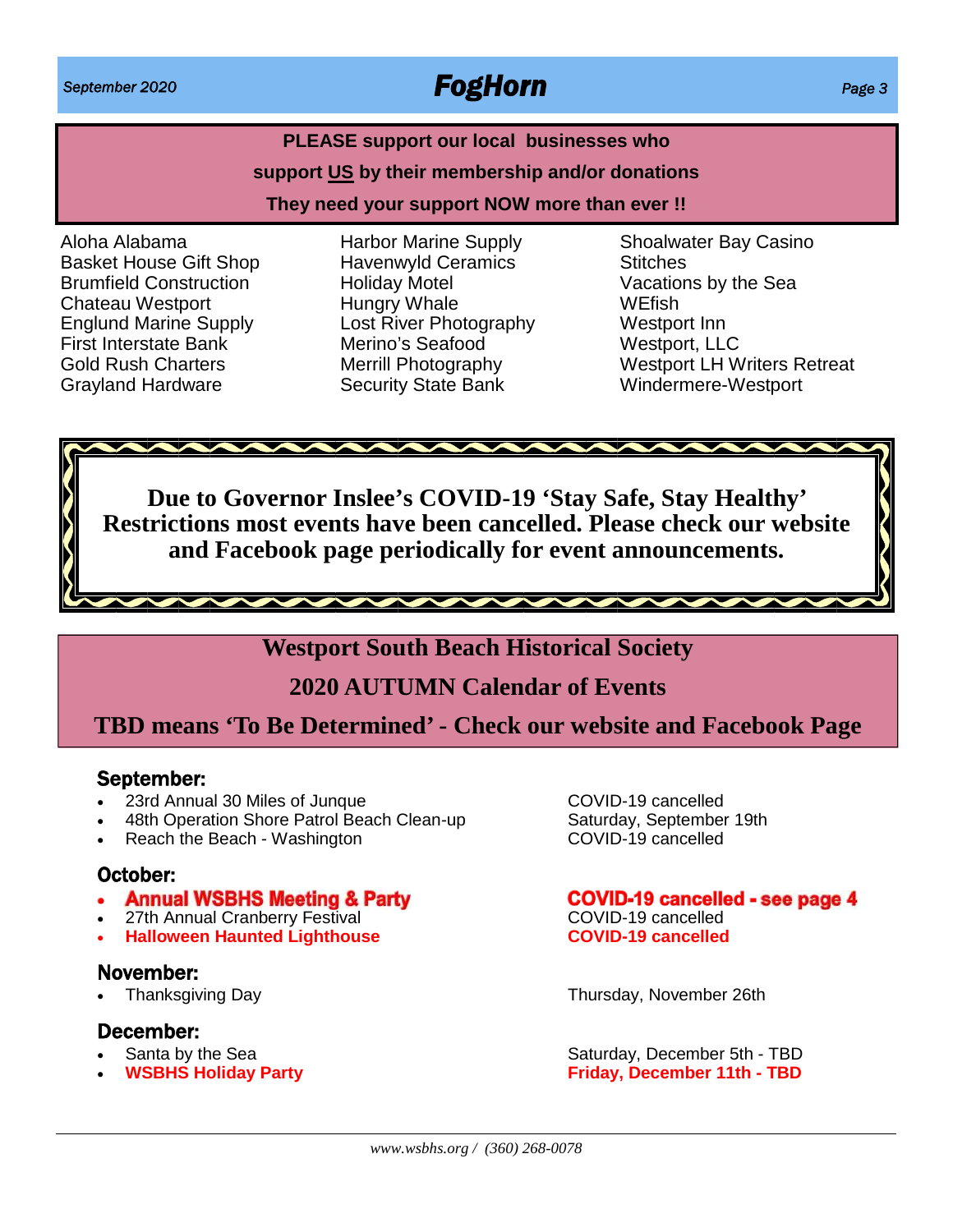**PLEASE support our local businesses who support US by their membership and/or donations**

**They need your support NOW more than ever !!**

Aloha Alabama
Basket House Gift Shop
Brumfield Construction
Chateau Westport
Englund Marine Supply
First Interstate Bank
Gold Rush Charters
Grayland Hardware
Harbor Marine Supply
Havenwyld Ceramics
Holiday Motel
Hungry Whale
Lost River Photography
Merino's Seafood
Merrill Photography
Security State Bank
Shoalwater Bay Casino
Stitches
Vacations by the Sea
WEfish
Westport Inn
Westport, LLC
Westport LH Writers Retreat
Windermere-Westport

**Due to Governor Inslee's COVID-19 'Stay Safe, Stay Healthy' Restrictions most events have been cancelled. Please check our website and Facebook page periodically for event announcements.**

## Westport South Beach Historical Society

## 2020 AUTUMN Calendar of Events

**TBD means 'To Be Determined' - Check our website and Facebook Page**

### September:

- 23rd Annual 30 Miles of Junque — COVID-19 cancelled
- 48th Operation Shore Patrol Beach Clean-up — Saturday, September 19th
- Reach the Beach - Washington — COVID-19 cancelled

### October:

- **Annual WSBHS Meeting & Party** — **COVID-19 cancelled - see page 4**
- 27th Annual Cranberry Festival — COVID-19 cancelled
- **Halloween Haunted Lighthouse** — **COVID-19 cancelled**

### November:

- Thanksgiving Day — Thursday, November 26th

### December:

- Santa by the Sea — Saturday, December 5th - TBD
- **WSBHS Holiday Party** — **Friday, December 11th - TBD**

*www.wsbhs.org / (360) 268-0078*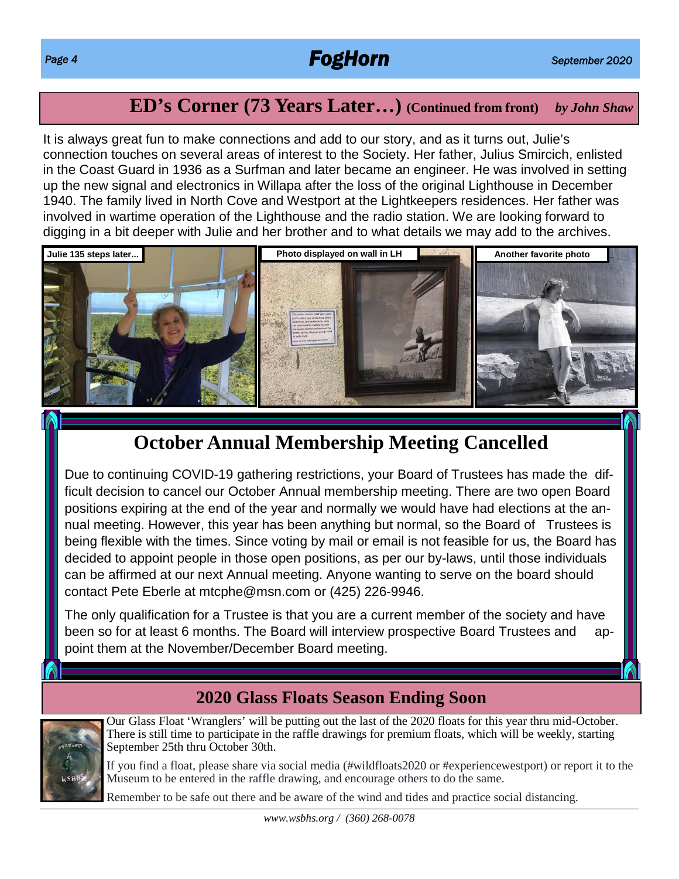## ED's Corner (73 Years Later…) (Continued from front) *by John Shaw*

It is always great fun to make connections and add to our story, and as it turns out, Julie's connection touches on several areas of interest to the Society. Her father, Julius Smircich, enlisted in the Coast Guard in 1936 as a Surfman and later became an engineer. He was involved in setting up the new signal and electronics in Willapa after the loss of the original Lighthouse in December 1940. The family lived in North Cove and Westport at the Lightkeepers residences. Her father was involved in wartime operation of the Lighthouse and the radio station. We are looking forward to digging in a bit deeper with Julie and her brother and to what details we may add to the archives.

**Julie 135 steps later...**

**Photo displayed on wall in LH**

**Another favorite photo**

# October Annual Membership Meeting Cancelled

Due to continuing COVID-19 gathering restrictions, your Board of Trustees has made the difficult decision to cancel our October Annual membership meeting. There are two open Board positions expiring at the end of the year and normally we would have had elections at the annual meeting. However, this year has been anything but normal, so the Board of Trustees is being flexible with the times. Since voting by mail or email is not feasible for us, the Board has decided to appoint people in those open positions, as per our by-laws, until those individuals can be affirmed at our next Annual meeting. Anyone wanting to serve on the board should contact Pete Eberle at mtcphe@msn.com or (425) 226-9946.

The only qualification for a Trustee is that you are a current member of the society and have been so for at least 6 months. The Board will interview prospective Board Trustees and appoint them at the November/December Board meeting.

## 2020 Glass Floats Season Ending Soon

Our Glass Float 'Wranglers' will be putting out the last of the 2020 floats for this year thru mid-October. There is still time to participate in the raffle drawings for premium floats, which will be weekly, starting September 25th thru October 30th.

If you find a float, please share via social media (#wildfloats2020 or #experiencewestport) or report it to the Museum to be entered in the raffle drawing, and encourage others to do the same.

Remember to be safe out there and be aware of the wind and tides and practice social distancing.

*www.wsbhs.org / (360) 268-0078*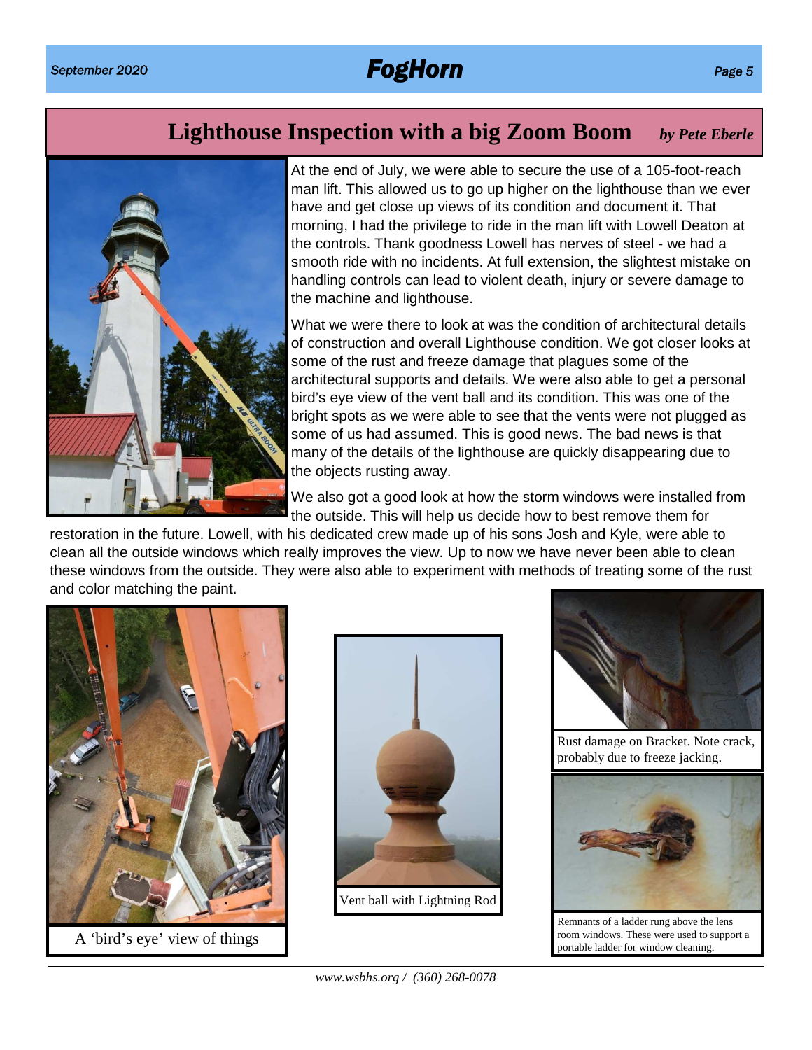## Lighthouse Inspection with a big Zoom Boom

*by Pete Eberle*

At the end of July, we were able to secure the use of a 105-foot-reach man lift. This allowed us to go up higher on the lighthouse than we ever have and get close up views of its condition and document it. That morning, I had the privilege to ride in the man lift with Lowell Deaton at the controls. Thank goodness Lowell has nerves of steel - we had a smooth ride with no incidents. At full extension, the slightest mistake on handling controls can lead to violent death, injury or severe damage to the machine and lighthouse.

What we were there to look at was the condition of architectural details of construction and overall Lighthouse condition. We got closer looks at some of the rust and freeze damage that plagues some of the architectural supports and details. We were also able to get a personal bird's eye view of the vent ball and its condition. This was one of the bright spots as we were able to see that the vents were not plugged as some of us had assumed. This is good news. The bad news is that many of the details of the lighthouse are quickly disappearing due to the objects rusting away.

We also got a good look at how the storm windows were installed from the outside. This will help us decide how to best remove them for restoration in the future. Lowell, with his dedicated crew made up of his sons Josh and Kyle, were able to clean all the outside windows which really improves the view. Up to now we have never been able to clean these windows from the outside. They were also able to experiment with methods of treating some of the rust and color matching the paint.

A 'bird's eye' view of things

Vent ball with Lightning Rod

Rust damage on Bracket. Note crack, probably due to freeze jacking.

Remnants of a ladder rung above the lens room windows. These were used to support a portable ladder for window cleaning.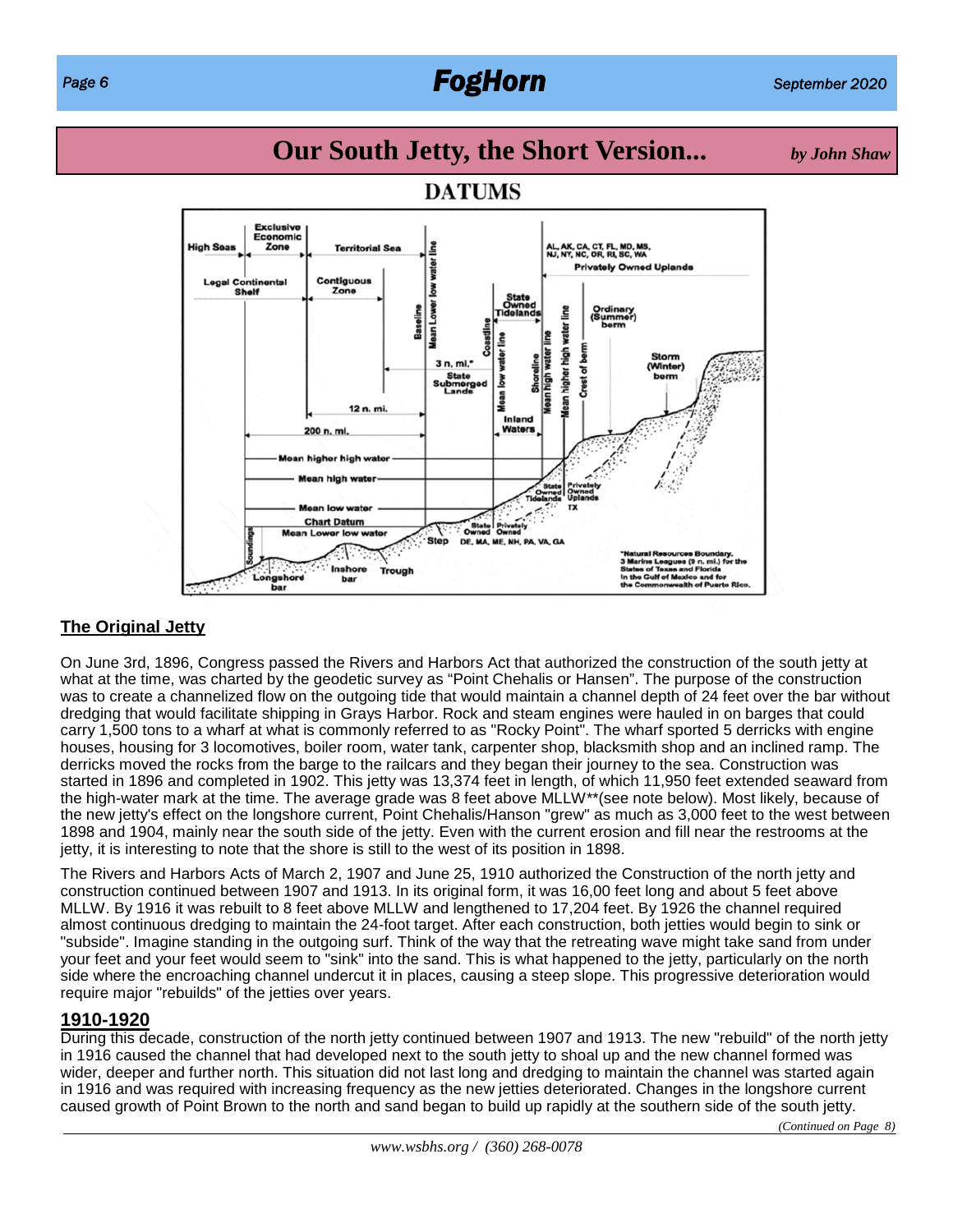# Our South Jetty, the Short Version...

*by John Shaw*

## The Original Jetty

On June 3rd, 1896, Congress passed the Rivers and Harbors Act that authorized the construction of the south jetty at what at the time, was charted by the geodetic survey as "Point Chehalis or Hansen". The purpose of the construction was to create a channelized flow on the outgoing tide that would maintain a channel depth of 24 feet over the bar without dredging that would facilitate shipping in Grays Harbor. Rock and steam engines were hauled in on barges that could carry 1,500 tons to a wharf at what is commonly referred to as "Rocky Point". The wharf sported 5 derricks with engine houses, housing for 3 locomotives, boiler room, water tank, carpenter shop, blacksmith shop and an inclined ramp. The derricks moved the rocks from the barge to the railcars and they began their journey to the sea. Construction was started in 1896 and completed in 1902. This jetty was 13,374 feet in length, of which 11,950 feet extended seaward from the high-water mark at the time. The average grade was 8 feet above MLLW**(see note below). Most likely, because of the new jetty's effect on the longshore current, Point Chehalis/Hanson "grew" as much as 3,000 feet to the west between 1898 and 1904, mainly near the south side of the jetty. Even with the current erosion and fill near the restrooms at the jetty, it is interesting to note that the shore is still to the west of its position in 1898.

The Rivers and Harbors Acts of March 2, 1907 and June 25, 1910 authorized the Construction of the north jetty and construction continued between 1907 and 1913. In its original form, it was 16,00 feet long and about 5 feet above MLLW. By 1916 it was rebuilt to 8 feet above MLLW and lengthened to 17,204 feet. By 1926 the channel required almost continuous dredging to maintain the 24-foot target. After each construction, both jetties would begin to sink or "subside". Imagine standing in the outgoing surf. Think of the way that the retreating wave might take sand from under your feet and your feet would seem to "sink" into the sand. This is what happened to the jetty, particularly on the north side where the encroaching channel undercut it in places, causing a steep slope. This progressive deterioration would require major "rebuilds" of the jetties over years.

## 1910-1920

During this decade, construction of the north jetty continued between 1907 and 1913. The new "rebuild" of the north jetty in 1916 caused the channel that had developed next to the south jetty to shoal up and the new channel formed was wider, deeper and further north. This situation did not last long and dredging to maintain the channel was started again in 1916 and was required with increasing frequency as the new jetties deteriorated. Changes in the longshore current caused growth of Point Brown to the north and sand began to build up rapidly at the southern side of the south jetty.

*(Continued on Page 8)*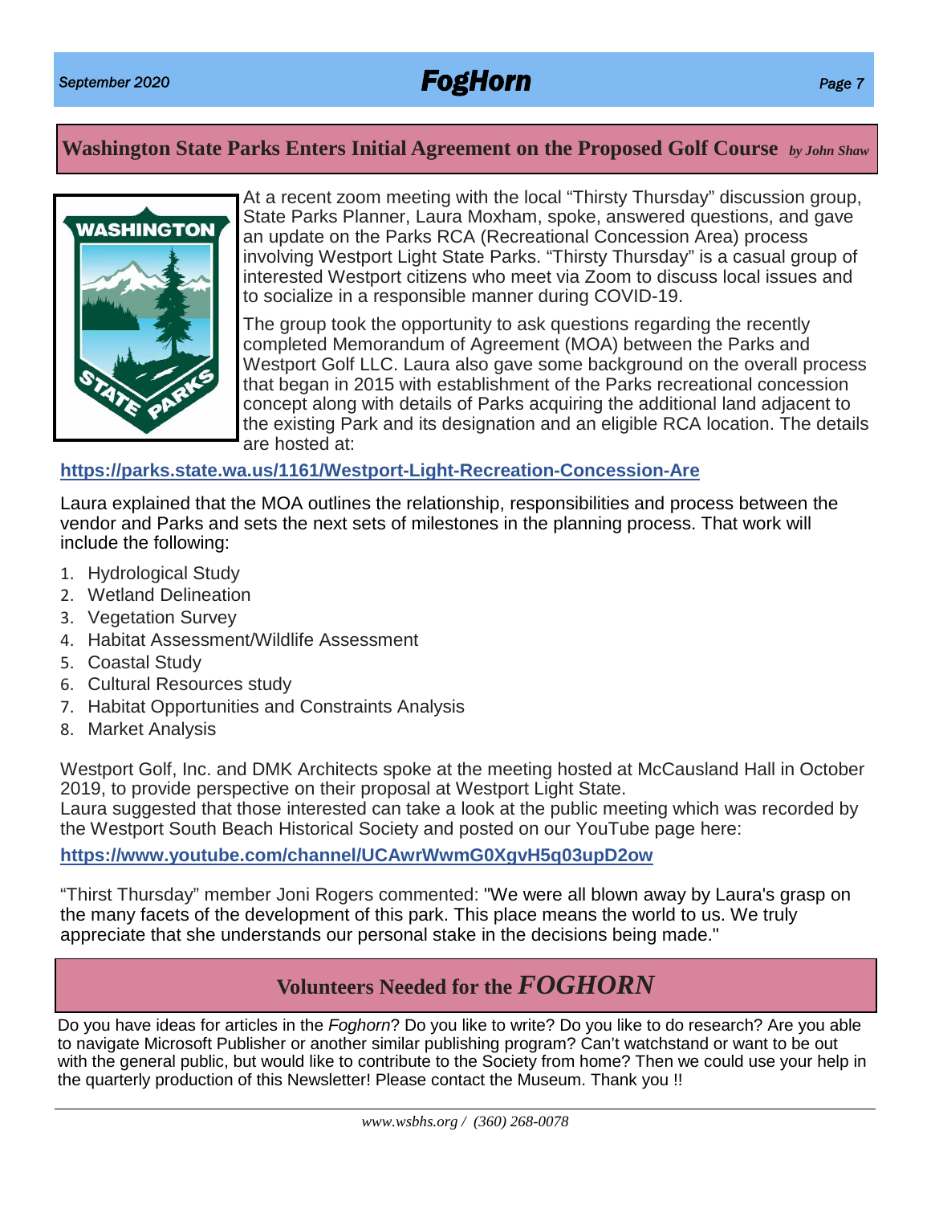## Washington State Parks Enters Initial Agreement on the Proposed Golf Course *by John Shaw*

At a recent zoom meeting with the local “Thirsty Thursday” discussion group, State Parks Planner, Laura Moxham, spoke, answered questions, and gave an update on the Parks RCA (Recreational Concession Area) process involving Westport Light State Parks. “Thirsty Thursday” is a casual group of interested Westport citizens who meet via Zoom to discuss local issues and to socialize in a responsible manner during COVID-19.

The group took the opportunity to ask questions regarding the recently completed Memorandum of Agreement (MOA) between the Parks and Westport Golf LLC. Laura also gave some background on the overall process that began in 2015 with establishment of the Parks recreational concession concept along with details of Parks acquiring the additional land adjacent to the existing Park and its designation and an eligible RCA location. The details are hosted at:

**https://parks.state.wa.us/1161/Westport-Light-Recreation-Concession-Are**

Laura explained that the MOA outlines the relationship, responsibilities and process between the vendor and Parks and sets the next sets of milestones in the planning process. That work will include the following:

1. Hydrological Study
2. Wetland Delineation
3. Vegetation Survey
4. Habitat Assessment/Wildlife Assessment
5. Coastal Study
6. Cultural Resources study
7. Habitat Opportunities and Constraints Analysis
8. Market Analysis

Westport Golf, Inc. and DMK Architects spoke at the meeting hosted at McCausland Hall in October 2019, to provide perspective on their proposal at Westport Light State.
Laura suggested that those interested can take a look at the public meeting which was recorded by the Westport South Beach Historical Society and posted on our YouTube page here:

**https://www.youtube.com/channel/UCAwrWwmG0XgvH5q03upD2ow**

“Thirst Thursday” member Joni Rogers commented: "We were all blown away by Laura's grasp on the many facets of the development of this park. This place means the world to us. We truly appreciate that she understands our personal stake in the decisions being made."

## Volunteers Needed for the *FOGHORN*

Do you have ideas for articles in the *Foghorn*? Do you like to write? Do you like to do research? Are you able to navigate Microsoft Publisher or another similar publishing program? Can’t watchstand or want to be out with the general public, but would like to contribute to the Society from home? Then we could use your help in the quarterly production of this Newsletter! Please contact the Museum. Thank you !!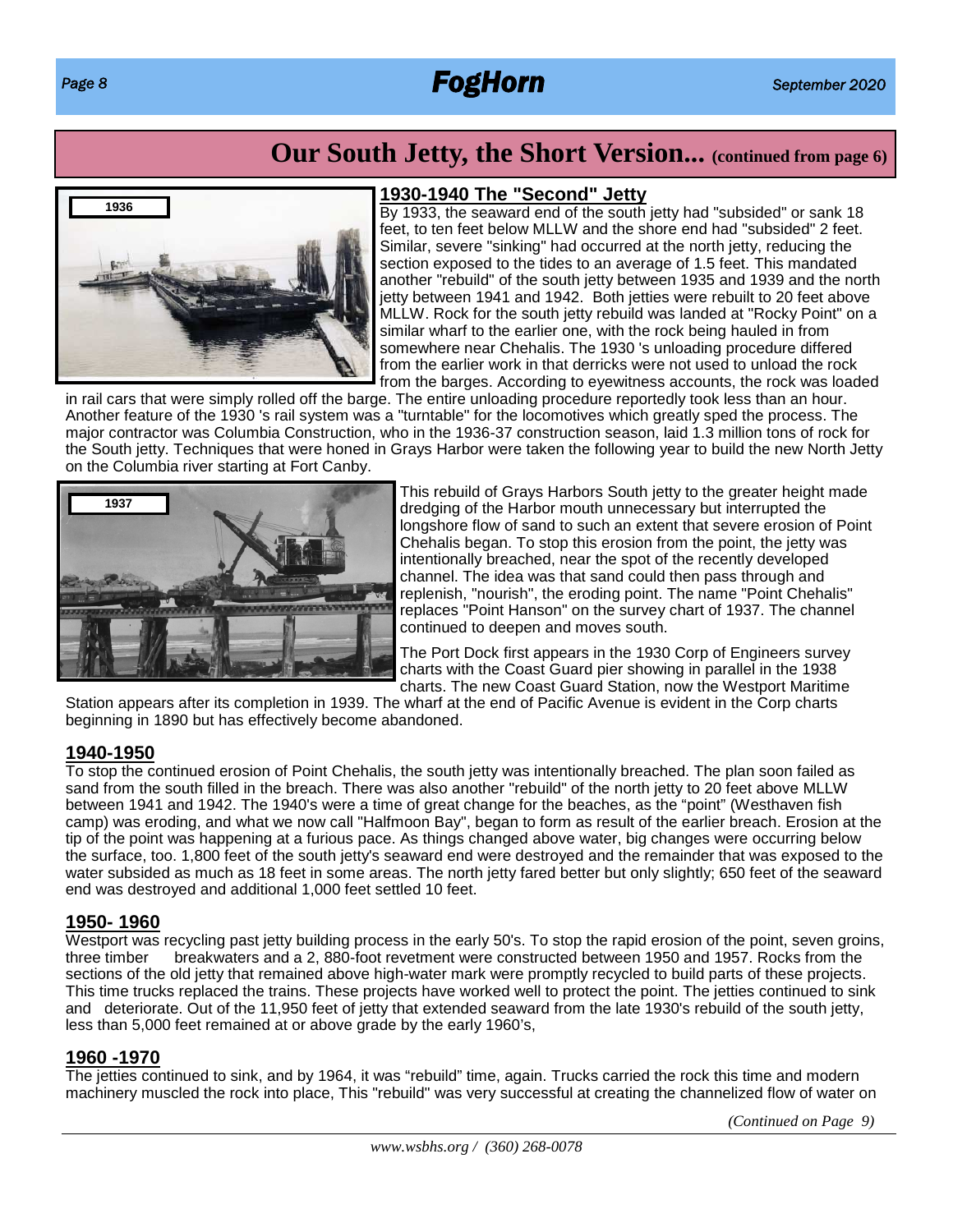## Our South Jetty, the Short Version... (continued from page 6)

1936

### 1930-1940 The "Second" Jetty

By 1933, the seaward end of the south jetty had "subsided" or sank 18 feet, to ten feet below MLLW and the shore end had "subsided" 2 feet. Similar, severe "sinking" had occurred at the north jetty, reducing the section exposed to the tides to an average of 1.5 feet. This mandated another "rebuild" of the south jetty between 1935 and 1939 and the north jetty between 1941 and 1942. Both jetties were rebuilt to 20 feet above MLLW. Rock for the south jetty rebuild was landed at "Rocky Point" on a similar wharf to the earlier one, with the rock being hauled in from somewhere near Chehalis. The 1930 's unloading procedure differed from the earlier work in that derricks were not used to unload the rock from the barges. According to eyewitness accounts, the rock was loaded in rail cars that were simply rolled off the barge. The entire unloading procedure reportedly took less than an hour. Another feature of the 1930 's rail system was a "turntable" for the locomotives which greatly sped the process. The major contractor was Columbia Construction, who in the 1936-37 construction season, laid 1.3 million tons of rock for the South jetty. Techniques that were honed in Grays Harbor were taken the following year to build the new North Jetty on the Columbia river starting at Fort Canby.

1937

This rebuild of Grays Harbors South jetty to the greater height made dredging of the Harbor mouth unnecessary but interrupted the longshore flow of sand to such an extent that severe erosion of Point Chehalis began. To stop this erosion from the point, the jetty was intentionally breached, near the spot of the recently developed channel. The idea was that sand could then pass through and replenish, "nourish", the eroding point. The name "Point Chehalis" replaces "Point Hanson" on the survey chart of 1937. The channel continued to deepen and moves south.

The Port Dock first appears in the 1930 Corp of Engineers survey charts with the Coast Guard pier showing in parallel in the 1938 charts. The new Coast Guard Station, now the Westport Maritime Station appears after its completion in 1939. The wharf at the end of Pacific Avenue is evident in the Corp charts beginning in 1890 but has effectively become abandoned.

### 1940-1950

To stop the continued erosion of Point Chehalis, the south jetty was intentionally breached. The plan soon failed as sand from the south filled in the breach. There was also another "rebuild" of the north jetty to 20 feet above MLLW between 1941 and 1942. The 1940's were a time of great change for the beaches, as the "point" (Westhaven fish camp) was eroding, and what we now call "Halfmoon Bay", began to form as result of the earlier breach. Erosion at the tip of the point was happening at a furious pace. As things changed above water, big changes were occurring below the surface, too. 1,800 feet of the south jetty's seaward end were destroyed and the remainder that was exposed to the water subsided as much as 18 feet in some areas. The north jetty fared better but only slightly; 650 feet of the seaward end was destroyed and additional 1,000 feet settled 10 feet.

### 1950- 1960

Westport was recycling past jetty building process in the early 50's. To stop the rapid erosion of the point, seven groins, three timber breakwaters and a 2, 880-foot revetment were constructed between 1950 and 1957. Rocks from the sections of the old jetty that remained above high-water mark were promptly recycled to build parts of these projects. This time trucks replaced the trains. These projects have worked well to protect the point. The jetties continued to sink and deteriorate. Out of the 11,950 feet of jetty that extended seaward from the late 1930's rebuild of the south jetty, less than 5,000 feet remained at or above grade by the early 1960's,

### 1960 -1970

The jetties continued to sink, and by 1964, it was "rebuild" time, again. Trucks carried the rock this time and modern machinery muscled the rock into place, This "rebuild" was very successful at creating the channelized flow of water on

*(Continued on Page 9)*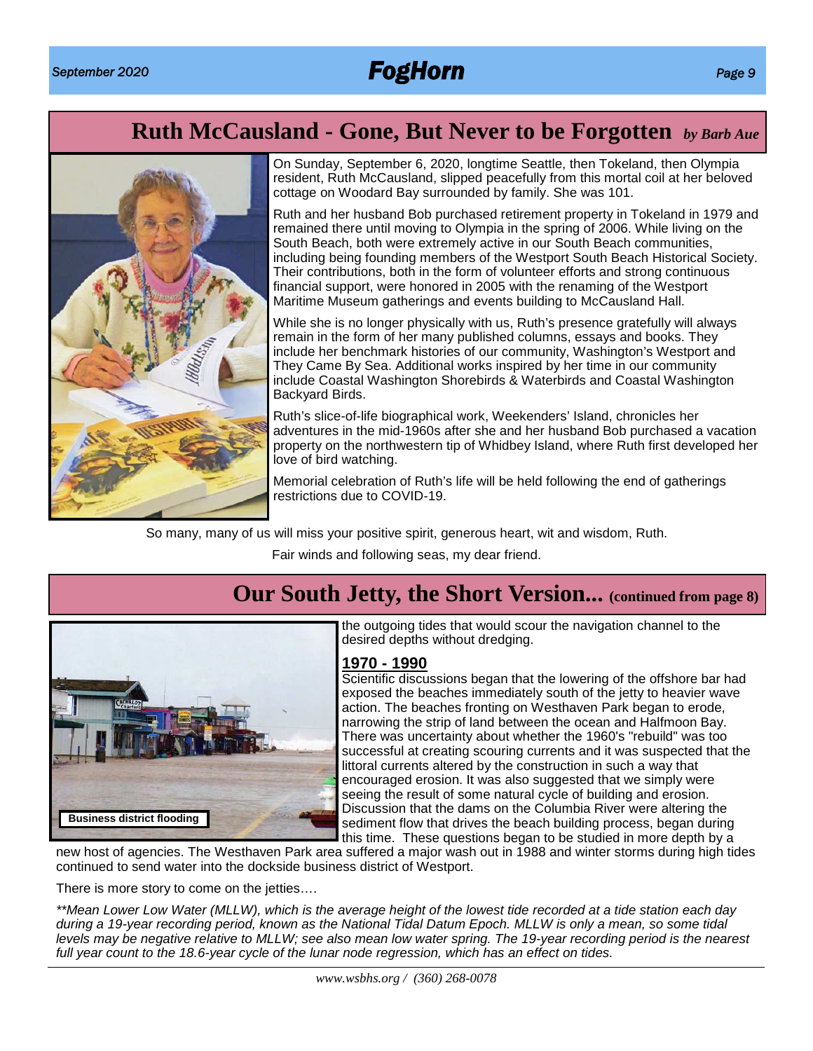## Ruth McCausland - Gone, But Never to be Forgotten *by Barb Aue*

On Sunday, September 6, 2020, longtime Seattle, then Tokeland, then Olympia resident, Ruth McCausland, slipped peacefully from this mortal coil at her beloved cottage on Woodard Bay surrounded by family. She was 101.

Ruth and her husband Bob purchased retirement property in Tokeland in 1979 and remained there until moving to Olympia in the spring of 2006. While living on the South Beach, both were extremely active in our South Beach communities, including being founding members of the Westport South Beach Historical Society. Their contributions, both in the form of volunteer efforts and strong continuous financial support, were honored in 2005 with the renaming of the Westport Maritime Museum gatherings and events building to McCausland Hall.

While she is no longer physically with us, Ruth's presence gratefully will always remain in the form of her many published columns, essays and books. They include her benchmark histories of our community, Washington's Westport and They Came By Sea. Additional works inspired by her time in our community include Coastal Washington Shorebirds & Waterbirds and Coastal Washington Backyard Birds.

Ruth's slice-of-life biographical work, Weekenders' Island, chronicles her adventures in the mid-1960s after she and her husband Bob purchased a vacation property on the northwestern tip of Whidbey Island, where Ruth first developed her love of bird watching.

Memorial celebration of Ruth's life will be held following the end of gatherings restrictions due to COVID-19.

So many, many of us will miss your positive spirit, generous heart, wit and wisdom, Ruth.

Fair winds and following seas, my dear friend.

## Our South Jetty, the Short Version... (continued from page 8)

Business district flooding

the outgoing tides that would scour the navigation channel to the desired depths without dredging.

### 1970 - 1990

Scientific discussions began that the lowering of the offshore bar had exposed the beaches immediately south of the jetty to heavier wave action. The beaches fronting on Westhaven Park began to erode, narrowing the strip of land between the ocean and Halfmoon Bay. There was uncertainty about whether the 1960's "rebuild" was too successful at creating scouring currents and it was suspected that the littoral currents altered by the construction in such a way that encouraged erosion. It was also suggested that we simply were seeing the result of some natural cycle of building and erosion. Discussion that the dams on the Columbia River were altering the sediment flow that drives the beach building process, began during this time. These questions began to be studied in more depth by a new host of agencies. The Westhaven Park area suffered a major wash out in 1988 and winter storms during high tides continued to send water into the dockside business district of Westport.

There is more story to come on the jetties….

*\*\*Mean Lower Low Water (MLLW), which is the average height of the lowest tide recorded at a tide station each day during a 19-year recording period, known as the National Tidal Datum Epoch. MLLW is only a mean, so some tidal levels may be negative relative to MLLW; see also mean low water spring. The 19-year recording period is the nearest full year count to the 18.6-year cycle of the lunar node regression, which has an effect on tides.*

*www.wsbhs.org / (360) 268-0078*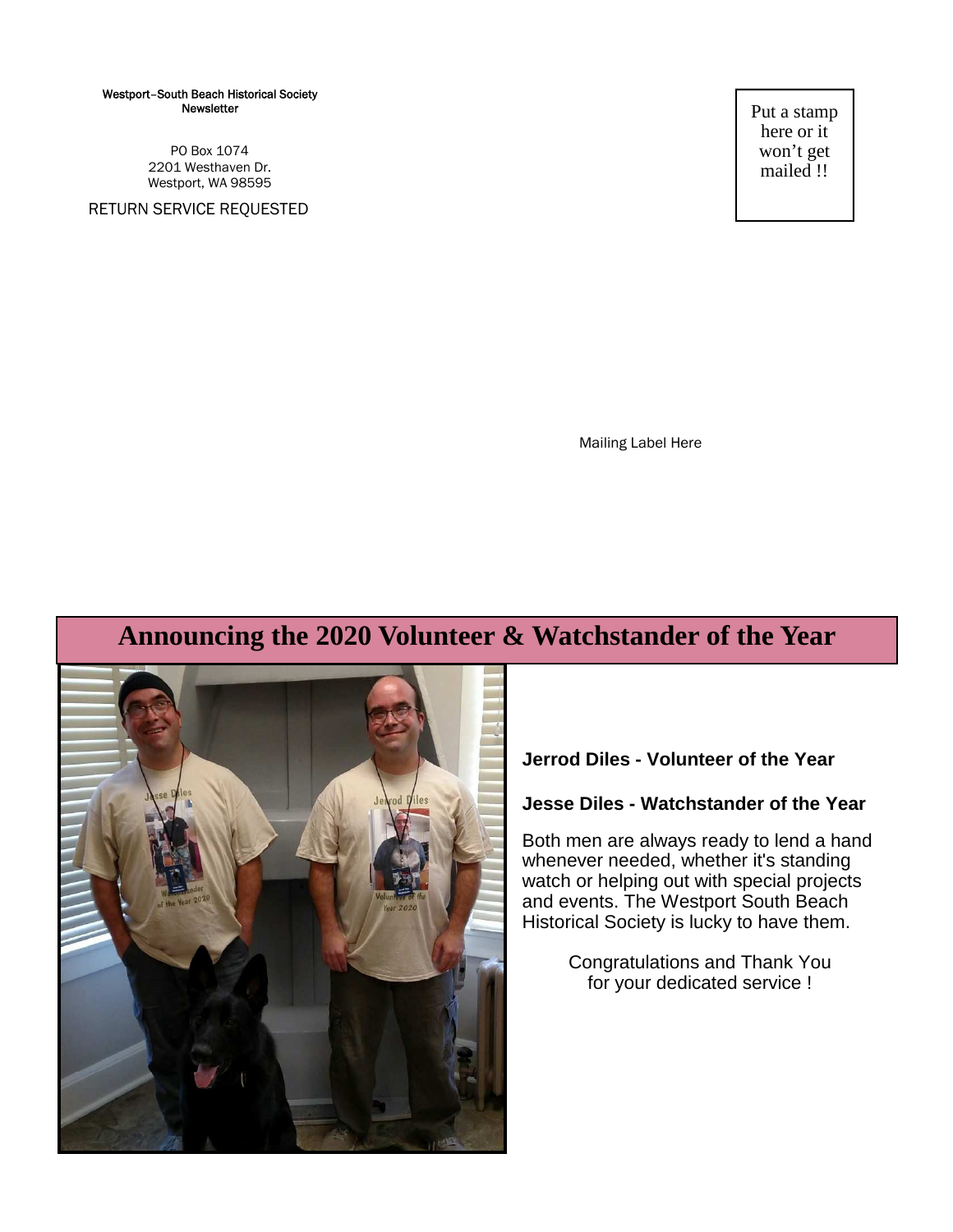Westport–South Beach Historical Society
Newsletter

PO Box 1074
2201 Westhaven Dr.
Westport, WA 98595

RETURN SERVICE REQUESTED

Put a stamp here or it won't get mailed !!

Mailing Label Here

# Announcing the 2020 Volunteer & Watchstander of the Year

**Jerrod Diles - Volunteer of the Year**

**Jesse Diles - Watchstander of the Year**

Both men are always ready to lend a hand whenever needed, whether it's standing watch or helping out with special projects and events. The Westport South Beach Historical Society is lucky to have them.

Congratulations and Thank You
for your dedicated service !